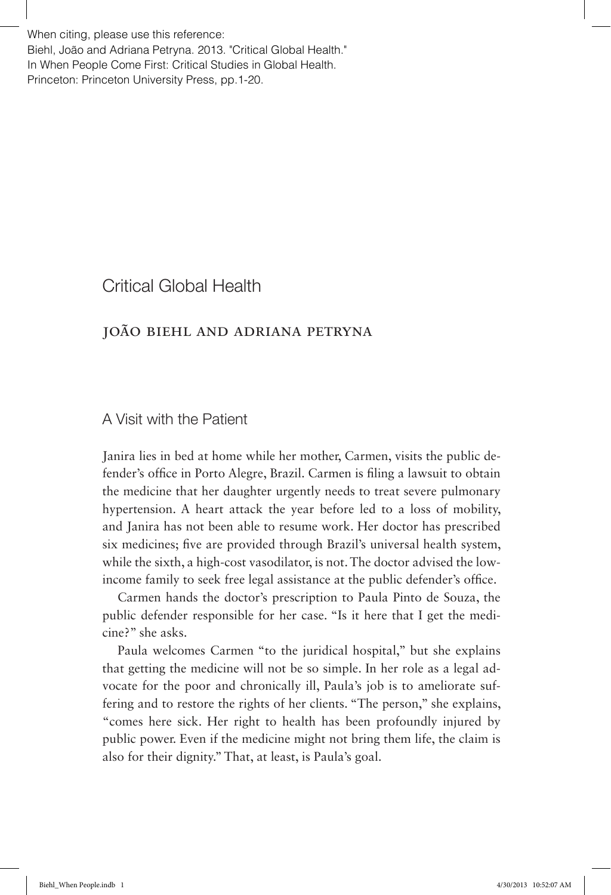When citing, please use this reference:
Biehl, João and Adriana Petryna. 2013. "Critical Global Health."
In When People Come First: Critical Studies in Global Health.
Princeton: Princeton University Press, pp.1-20.

# Critical Global Health

## JOÃO BIEHL AND ADRIANA PETRYNA

## A Visit with the Patient

Janira lies in bed at home while her mother, Carmen, visits the public defender's office in Porto Alegre, Brazil. Carmen is filing a lawsuit to obtain the medicine that her daughter urgently needs to treat severe pulmonary hypertension. A heart attack the year before led to a loss of mobility, and Janira has not been able to resume work. Her doctor has prescribed six medicines; five are provided through Brazil's universal health system, while the sixth, a high-cost vasodilator, is not. The doctor advised the low-income family to seek free legal assistance at the public defender's office.

Carmen hands the doctor's prescription to Paula Pinto de Souza, the public defender responsible for her case. "Is it here that I get the medicine?" she asks.

Paula welcomes Carmen "to the juridical hospital," but she explains that getting the medicine will not be so simple. In her role as a legal advocate for the poor and chronically ill, Paula's job is to ameliorate suffering and to restore the rights of her clients. "The person," she explains, "comes here sick. Her right to health has been profoundly injured by public power. Even if the medicine might not bring them life, the claim is also for their dignity." That, at least, is Paula's goal.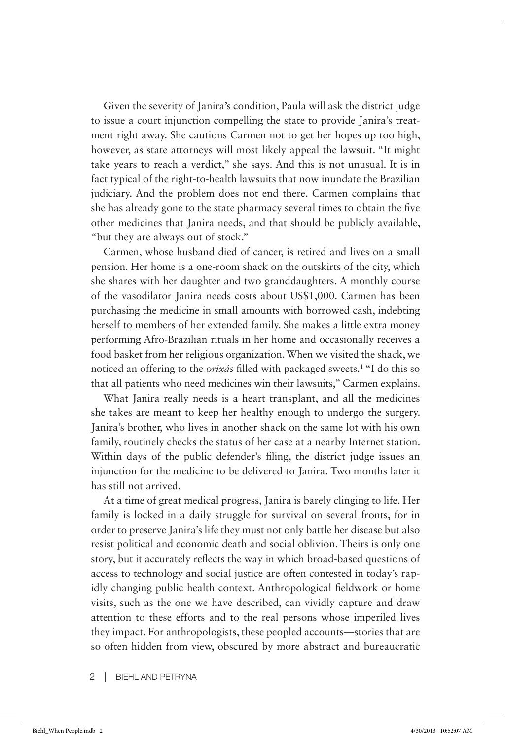Given the severity of Janira's condition, Paula will ask the district judge to issue a court injunction compelling the state to provide Janira's treatment right away. She cautions Carmen not to get her hopes up too high, however, as state attorneys will most likely appeal the lawsuit. "It might take years to reach a verdict," she says. And this is not unusual. It is in fact typical of the right-to-health lawsuits that now inundate the Brazilian judiciary. And the problem does not end there. Carmen complains that she has already gone to the state pharmacy several times to obtain the five other medicines that Janira needs, and that should be publicly available, "but they are always out of stock."

Carmen, whose husband died of cancer, is retired and lives on a small pension. Her home is a one-room shack on the outskirts of the city, which she shares with her daughter and two granddaughters. A monthly course of the vasodilator Janira needs costs about US$1,000. Carmen has been purchasing the medicine in small amounts with borrowed cash, indebting herself to members of her extended family. She makes a little extra money performing Afro-Brazilian rituals in her home and occasionally receives a food basket from her religious organization. When we visited the shack, we noticed an offering to the *orixás* filled with packaged sweets.[1] "I do this so that all patients who need medicines win their lawsuits," Carmen explains.

What Janira really needs is a heart transplant, and all the medicines she takes are meant to keep her healthy enough to undergo the surgery. Janira's brother, who lives in another shack on the same lot with his own family, routinely checks the status of her case at a nearby Internet station. Within days of the public defender's filing, the district judge issues an injunction for the medicine to be delivered to Janira. Two months later it has still not arrived.

At a time of great medical progress, Janira is barely clinging to life. Her family is locked in a daily struggle for survival on several fronts, for in order to preserve Janira's life they must not only battle her disease but also resist political and economic death and social oblivion. Theirs is only one story, but it accurately reflects the way in which broad-based questions of access to technology and social justice are often contested in today's rapidly changing public health context. Anthropological fieldwork or home visits, such as the one we have described, can vividly capture and draw attention to these efforts and to the real persons whose imperiled lives they impact. For anthropologists, these peopled accounts—stories that are so often hidden from view, obscured by more abstract and bureaucratic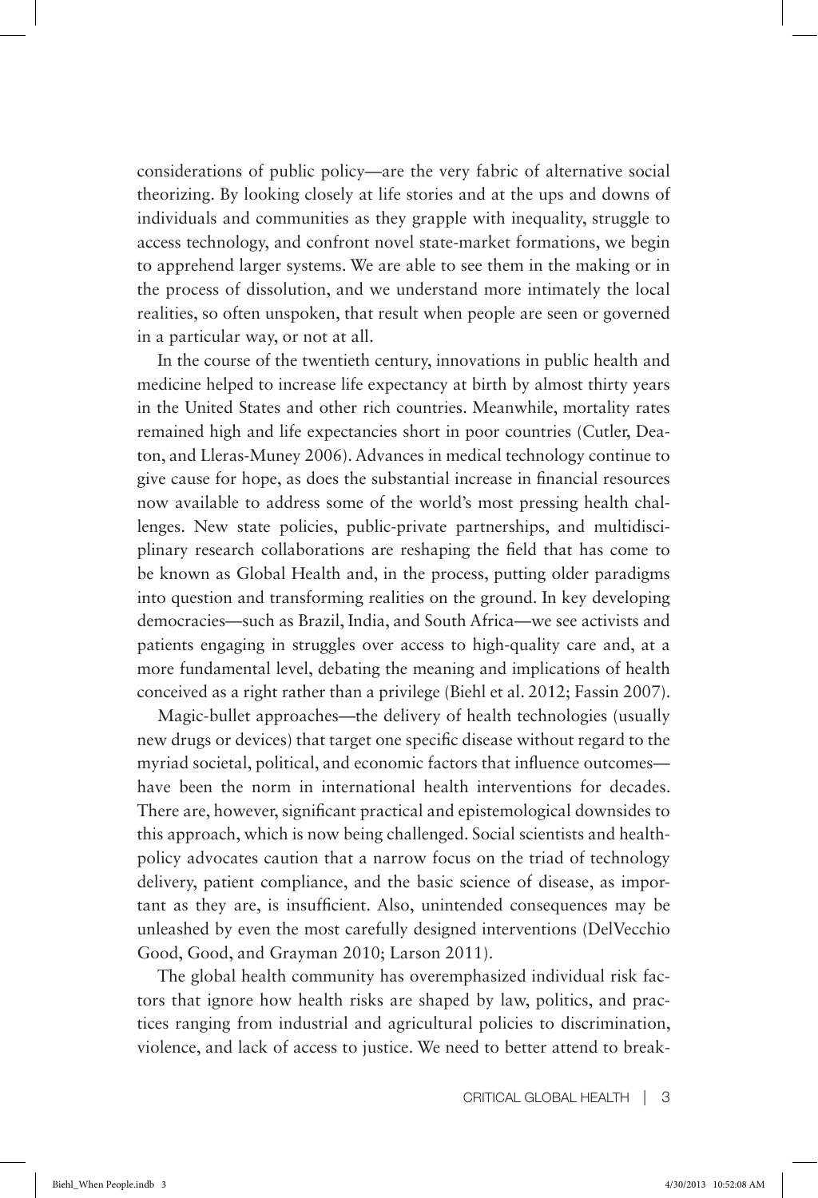considerations of public policy—are the very fabric of alternative social theorizing. By looking closely at life stories and at the ups and downs of individuals and communities as they grapple with inequality, struggle to access technology, and confront novel state-market formations, we begin to apprehend larger systems. We are able to see them in the making or in the process of dissolution, and we understand more intimately the local realities, so often unspoken, that result when people are seen or governed in a particular way, or not at all.

In the course of the twentieth century, innovations in public health and medicine helped to increase life expectancy at birth by almost thirty years in the United States and other rich countries. Meanwhile, mortality rates remained high and life expectancies short in poor countries (Cutler, Deaton, and Lleras-Muney 2006). Advances in medical technology continue to give cause for hope, as does the substantial increase in financial resources now available to address some of the world's most pressing health challenges. New state policies, public-private partnerships, and multidisciplinary research collaborations are reshaping the field that has come to be known as Global Health and, in the process, putting older paradigms into question and transforming realities on the ground. In key developing democracies—such as Brazil, India, and South Africa—we see activists and patients engaging in struggles over access to high-quality care and, at a more fundamental level, debating the meaning and implications of health conceived as a right rather than a privilege (Biehl et al. 2012; Fassin 2007).

Magic-bullet approaches—the delivery of health technologies (usually new drugs or devices) that target one specific disease without regard to the myriad societal, political, and economic factors that influence outcomes—have been the norm in international health interventions for decades. There are, however, significant practical and epistemological downsides to this approach, which is now being challenged. Social scientists and health-policy advocates caution that a narrow focus on the triad of technology delivery, patient compliance, and the basic science of disease, as important as they are, is insufficient. Also, unintended consequences may be unleashed by even the most carefully designed interventions (DelVecchio Good, Good, and Grayman 2010; Larson 2011).

The global health community has overemphasized individual risk factors that ignore how health risks are shaped by law, politics, and practices ranging from industrial and agricultural policies to discrimination, violence, and lack of access to justice. We need to better attend to break-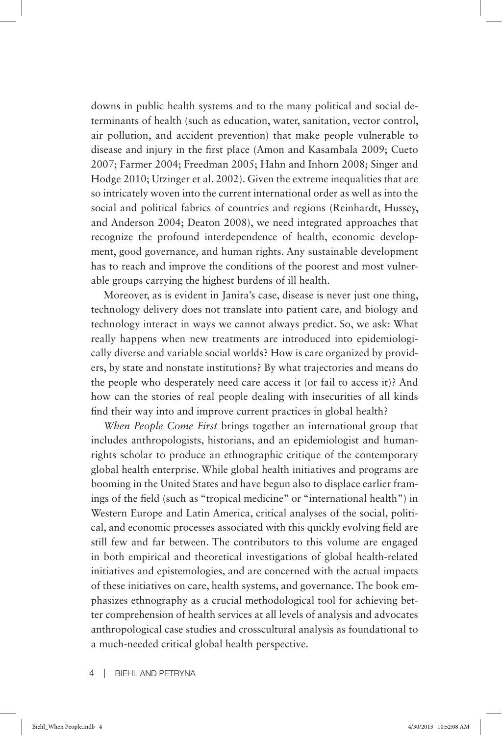downs in public health systems and to the many political and social determinants of health (such as education, water, sanitation, vector control, air pollution, and accident prevention) that make people vulnerable to disease and injury in the first place (Amon and Kasambala 2009; Cueto 2007; Farmer 2004; Freedman 2005; Hahn and Inhorn 2008; Singer and Hodge 2010; Utzinger et al. 2002). Given the extreme inequalities that are so intricately woven into the current international order as well as into the social and political fabrics of countries and regions (Reinhardt, Hussey, and Anderson 2004; Deaton 2008), we need integrated approaches that recognize the profound interdependence of health, economic development, good governance, and human rights. Any sustainable development has to reach and improve the conditions of the poorest and most vulnerable groups carrying the highest burdens of ill health.

Moreover, as is evident in Janira's case, disease is never just one thing, technology delivery does not translate into patient care, and biology and technology interact in ways we cannot always predict. So, we ask: What really happens when new treatments are introduced into epidemiologically diverse and variable social worlds? How is care organized by providers, by state and nonstate institutions? By what trajectories and means do the people who desperately need care access it (or fail to access it)? And how can the stories of real people dealing with insecurities of all kinds find their way into and improve current practices in global health?

*When People Come First* brings together an international group that includes anthropologists, historians, and an epidemiologist and human-rights scholar to produce an ethnographic critique of the contemporary global health enterprise. While global health initiatives and programs are booming in the United States and have begun also to displace earlier framings of the field (such as "tropical medicine" or "international health") in Western Europe and Latin America, critical analyses of the social, political, and economic processes associated with this quickly evolving field are still few and far between. The contributors to this volume are engaged in both empirical and theoretical investigations of global health-related initiatives and epistemologies, and are concerned with the actual impacts of these initiatives on care, health systems, and governance. The book emphasizes ethnography as a crucial methodological tool for achieving better comprehension of health services at all levels of analysis and advocates anthropological case studies and crosscultural analysis as foundational to a much-needed critical global health perspective.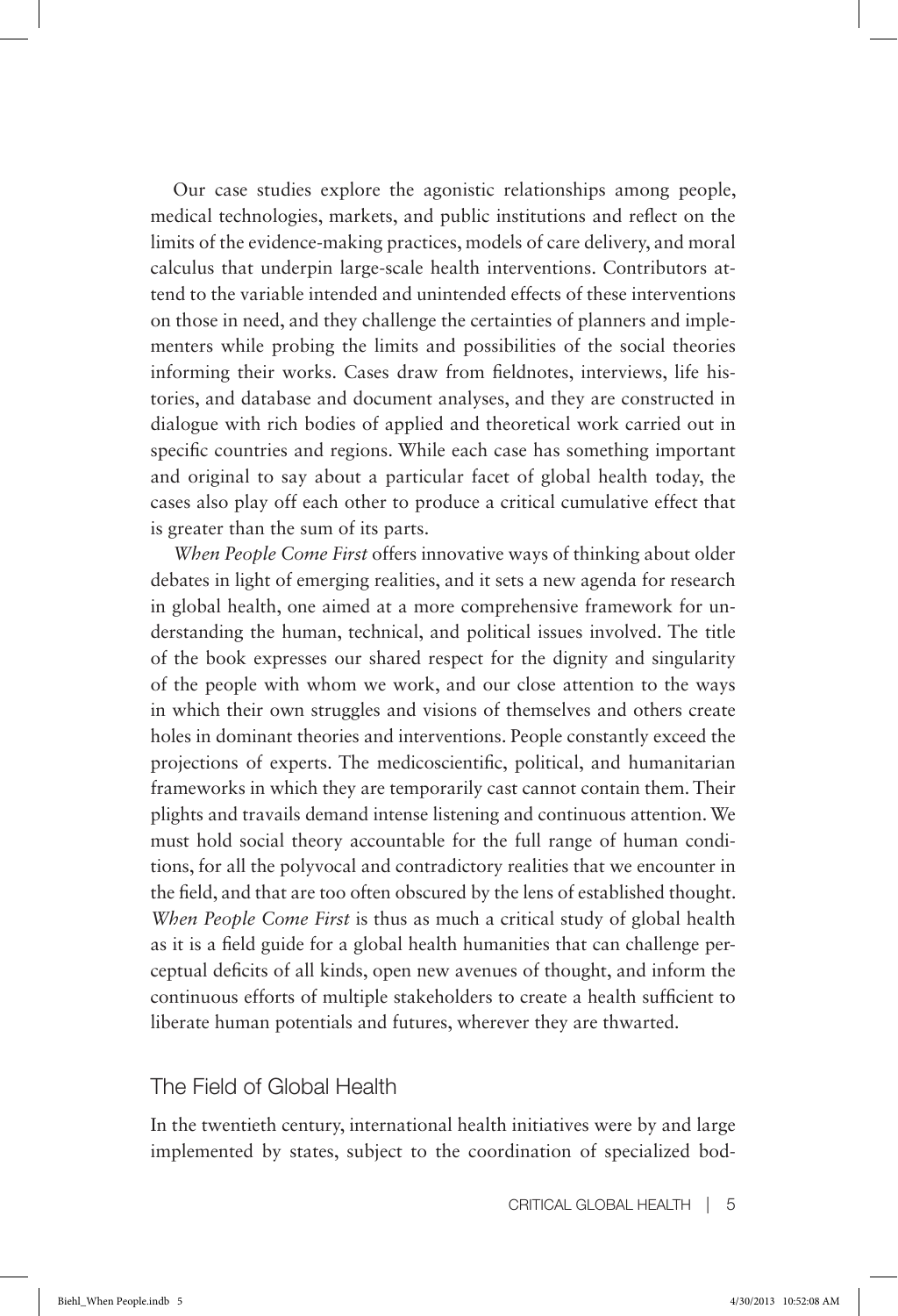Our case studies explore the agonistic relationships among people, medical technologies, markets, and public institutions and reflect on the limits of the evidence-making practices, models of care delivery, and moral calculus that underpin large-scale health interventions. Contributors attend to the variable intended and unintended effects of these interventions on those in need, and they challenge the certainties of planners and implementers while probing the limits and possibilities of the social theories informing their works. Cases draw from fieldnotes, interviews, life histories, and database and document analyses, and they are constructed in dialogue with rich bodies of applied and theoretical work carried out in specific countries and regions. While each case has something important and original to say about a particular facet of global health today, the cases also play off each other to produce a critical cumulative effect that is greater than the sum of its parts.

*When People Come First* offers innovative ways of thinking about older debates in light of emerging realities, and it sets a new agenda for research in global health, one aimed at a more comprehensive framework for understanding the human, technical, and political issues involved. The title of the book expresses our shared respect for the dignity and singularity of the people with whom we work, and our close attention to the ways in which their own struggles and visions of themselves and others create holes in dominant theories and interventions. People constantly exceed the projections of experts. The medicoscientific, political, and humanitarian frameworks in which they are temporarily cast cannot contain them. Their plights and travails demand intense listening and continuous attention. We must hold social theory accountable for the full range of human conditions, for all the polyvocal and contradictory realities that we encounter in the field, and that are too often obscured by the lens of established thought. *When People Come First* is thus as much a critical study of global health as it is a field guide for a global health humanities that can challenge perceptual deficits of all kinds, open new avenues of thought, and inform the continuous efforts of multiple stakeholders to create a health sufficient to liberate human potentials and futures, wherever they are thwarted.

## The Field of Global Health

In the twentieth century, international health initiatives were by and large implemented by states, subject to the coordination of specialized bod-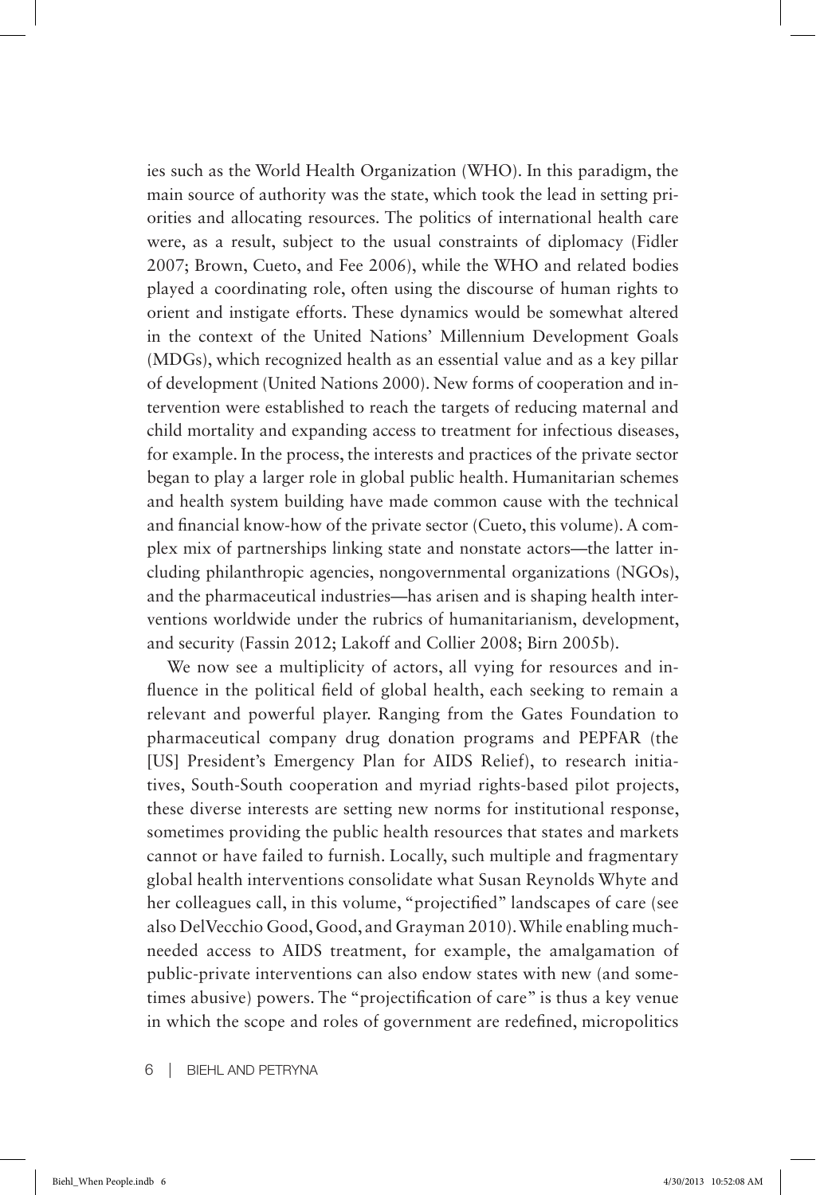ies such as the World Health Organization (WHO). In this paradigm, the main source of authority was the state, which took the lead in setting priorities and allocating resources. The politics of international health care were, as a result, subject to the usual constraints of diplomacy (Fidler 2007; Brown, Cueto, and Fee 2006), while the WHO and related bodies played a coordinating role, often using the discourse of human rights to orient and instigate efforts. These dynamics would be somewhat altered in the context of the United Nations' Millennium Development Goals (MDGs), which recognized health as an essential value and as a key pillar of development (United Nations 2000). New forms of cooperation and intervention were established to reach the targets of reducing maternal and child mortality and expanding access to treatment for infectious diseases, for example. In the process, the interests and practices of the private sector began to play a larger role in global public health. Humanitarian schemes and health system building have made common cause with the technical and financial know-how of the private sector (Cueto, this volume). A complex mix of partnerships linking state and nonstate actors—the latter including philanthropic agencies, nongovernmental organizations (NGOs), and the pharmaceutical industries—has arisen and is shaping health interventions worldwide under the rubrics of humanitarianism, development, and security (Fassin 2012; Lakoff and Collier 2008; Birn 2005b).

We now see a multiplicity of actors, all vying for resources and influence in the political field of global health, each seeking to remain a relevant and powerful player. Ranging from the Gates Foundation to pharmaceutical company drug donation programs and PEPFAR (the [US] President's Emergency Plan for AIDS Relief), to research initiatives, South-South cooperation and myriad rights-based pilot projects, these diverse interests are setting new norms for institutional response, sometimes providing the public health resources that states and markets cannot or have failed to furnish. Locally, such multiple and fragmentary global health interventions consolidate what Susan Reynolds Whyte and her colleagues call, in this volume, "projectified" landscapes of care (see also DelVecchio Good, Good, and Grayman 2010). While enabling much-needed access to AIDS treatment, for example, the amalgamation of public-private interventions can also endow states with new (and sometimes abusive) powers. The "projectification of care" is thus a key venue in which the scope and roles of government are redefined, micropolitics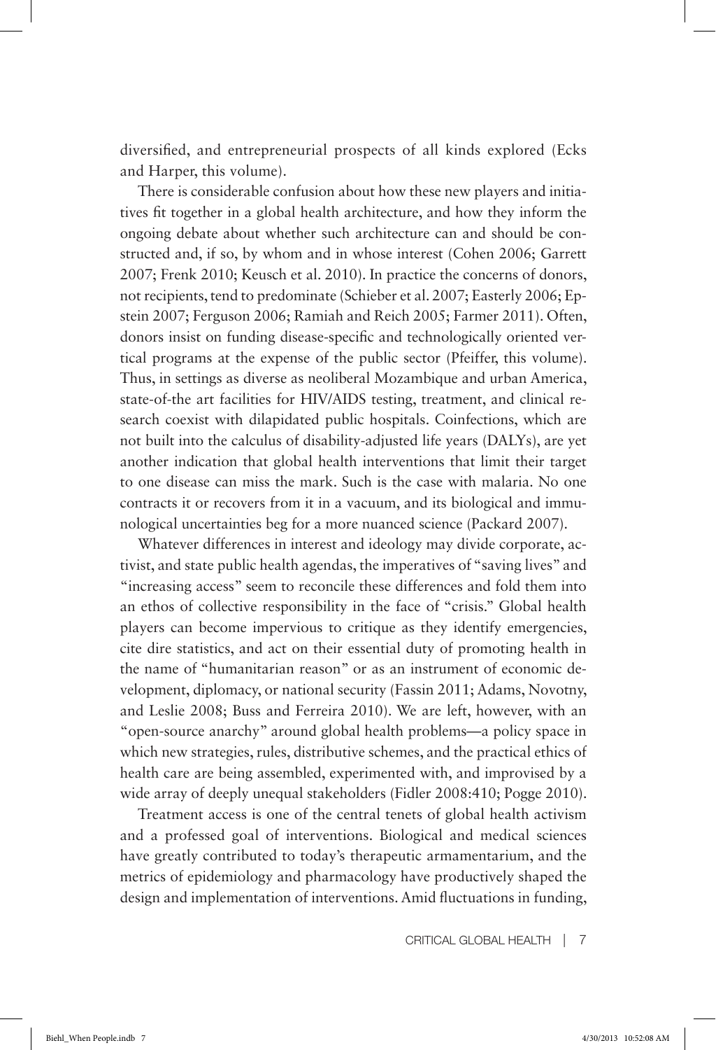diversified, and entrepreneurial prospects of all kinds explored (Ecks and Harper, this volume).

There is considerable confusion about how these new players and initiatives fit together in a global health architecture, and how they inform the ongoing debate about whether such architecture can and should be constructed and, if so, by whom and in whose interest (Cohen 2006; Garrett 2007; Frenk 2010; Keusch et al. 2010). In practice the concerns of donors, not recipients, tend to predominate (Schieber et al. 2007; Easterly 2006; Epstein 2007; Ferguson 2006; Ramiah and Reich 2005; Farmer 2011). Often, donors insist on funding disease-specific and technologically oriented vertical programs at the expense of the public sector (Pfeiffer, this volume). Thus, in settings as diverse as neoliberal Mozambique and urban America, state-of-the art facilities for HIV/AIDS testing, treatment, and clinical research coexist with dilapidated public hospitals. Coinfections, which are not built into the calculus of disability-adjusted life years (DALYs), are yet another indication that global health interventions that limit their target to one disease can miss the mark. Such is the case with malaria. No one contracts it or recovers from it in a vacuum, and its biological and immunological uncertainties beg for a more nuanced science (Packard 2007).

Whatever differences in interest and ideology may divide corporate, activist, and state public health agendas, the imperatives of "saving lives" and "increasing access" seem to reconcile these differences and fold them into an ethos of collective responsibility in the face of "crisis." Global health players can become impervious to critique as they identify emergencies, cite dire statistics, and act on their essential duty of promoting health in the name of "humanitarian reason" or as an instrument of economic development, diplomacy, or national security (Fassin 2011; Adams, Novotny, and Leslie 2008; Buss and Ferreira 2010). We are left, however, with an "open-source anarchy" around global health problems—a policy space in which new strategies, rules, distributive schemes, and the practical ethics of health care are being assembled, experimented with, and improvised by a wide array of deeply unequal stakeholders (Fidler 2008:410; Pogge 2010).

Treatment access is one of the central tenets of global health activism and a professed goal of interventions. Biological and medical sciences have greatly contributed to today's therapeutic armamentarium, and the metrics of epidemiology and pharmacology have productively shaped the design and implementation of interventions. Amid fluctuations in funding,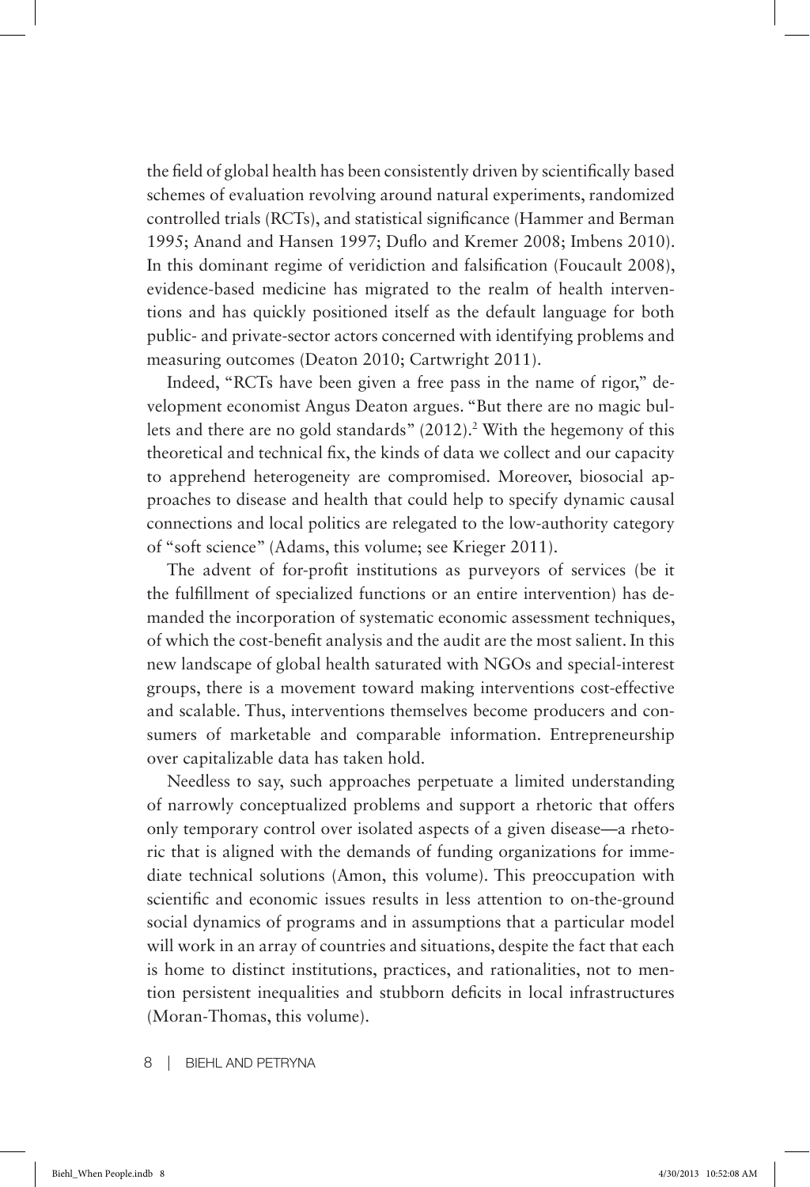the field of global health has been consistently driven by scientifically based schemes of evaluation revolving around natural experiments, randomized controlled trials (RCTs), and statistical significance (Hammer and Berman 1995; Anand and Hansen 1997; Duflo and Kremer 2008; Imbens 2010). In this dominant regime of veridiction and falsification (Foucault 2008), evidence-based medicine has migrated to the realm of health interventions and has quickly positioned itself as the default language for both public- and private-sector actors concerned with identifying problems and measuring outcomes (Deaton 2010; Cartwright 2011).

Indeed, "RCTs have been given a free pass in the name of rigor," development economist Angus Deaton argues. "But there are no magic bullets and there are no gold standards" (2012).[2] With the hegemony of this theoretical and technical fix, the kinds of data we collect and our capacity to apprehend heterogeneity are compromised. Moreover, biosocial approaches to disease and health that could help to specify dynamic causal connections and local politics are relegated to the low-authority category of "soft science" (Adams, this volume; see Krieger 2011).

The advent of for-profit institutions as purveyors of services (be it the fulfillment of specialized functions or an entire intervention) has demanded the incorporation of systematic economic assessment techniques, of which the cost-benefit analysis and the audit are the most salient. In this new landscape of global health saturated with NGOs and special-interest groups, there is a movement toward making interventions cost-effective and scalable. Thus, interventions themselves become producers and consumers of marketable and comparable information. Entrepreneurship over capitalizable data has taken hold.

Needless to say, such approaches perpetuate a limited understanding of narrowly conceptualized problems and support a rhetoric that offers only temporary control over isolated aspects of a given disease—a rhetoric that is aligned with the demands of funding organizations for immediate technical solutions (Amon, this volume). This preoccupation with scientific and economic issues results in less attention to on-the-ground social dynamics of programs and in assumptions that a particular model will work in an array of countries and situations, despite the fact that each is home to distinct institutions, practices, and rationalities, not to mention persistent inequalities and stubborn deficits in local infrastructures (Moran-Thomas, this volume).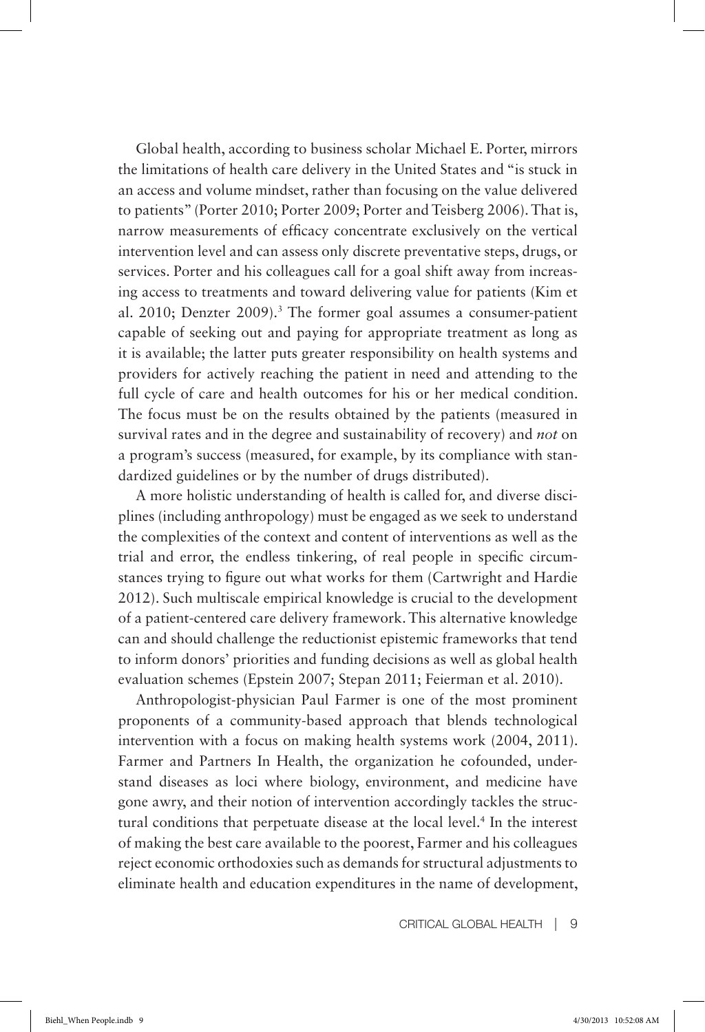Global health, according to business scholar Michael E. Porter, mirrors the limitations of health care delivery in the United States and "is stuck in an access and volume mindset, rather than focusing on the value delivered to patients" (Porter 2010; Porter 2009; Porter and Teisberg 2006). That is, narrow measurements of efficacy concentrate exclusively on the vertical intervention level and can assess only discrete preventative steps, drugs, or services. Porter and his colleagues call for a goal shift away from increasing access to treatments and toward delivering value for patients (Kim et al. 2010; Denzter 2009).[3] The former goal assumes a consumer-patient capable of seeking out and paying for appropriate treatment as long as it is available; the latter puts greater responsibility on health systems and providers for actively reaching the patient in need and attending to the full cycle of care and health outcomes for his or her medical condition. The focus must be on the results obtained by the patients (measured in survival rates and in the degree and sustainability of recovery) and *not* on a program's success (measured, for example, by its compliance with standardized guidelines or by the number of drugs distributed).

A more holistic understanding of health is called for, and diverse disciplines (including anthropology) must be engaged as we seek to understand the complexities of the context and content of interventions as well as the trial and error, the endless tinkering, of real people in specific circumstances trying to figure out what works for them (Cartwright and Hardie 2012). Such multiscale empirical knowledge is crucial to the development of a patient-centered care delivery framework. This alternative knowledge can and should challenge the reductionist epistemic frameworks that tend to inform donors' priorities and funding decisions as well as global health evaluation schemes (Epstein 2007; Stepan 2011; Feierman et al. 2010).

Anthropologist-physician Paul Farmer is one of the most prominent proponents of a community-based approach that blends technological intervention with a focus on making health systems work (2004, 2011). Farmer and Partners In Health, the organization he cofounded, understand diseases as loci where biology, environment, and medicine have gone awry, and their notion of intervention accordingly tackles the structural conditions that perpetuate disease at the local level.[4] In the interest of making the best care available to the poorest, Farmer and his colleagues reject economic orthodoxies such as demands for structural adjustments to eliminate health and education expenditures in the name of development,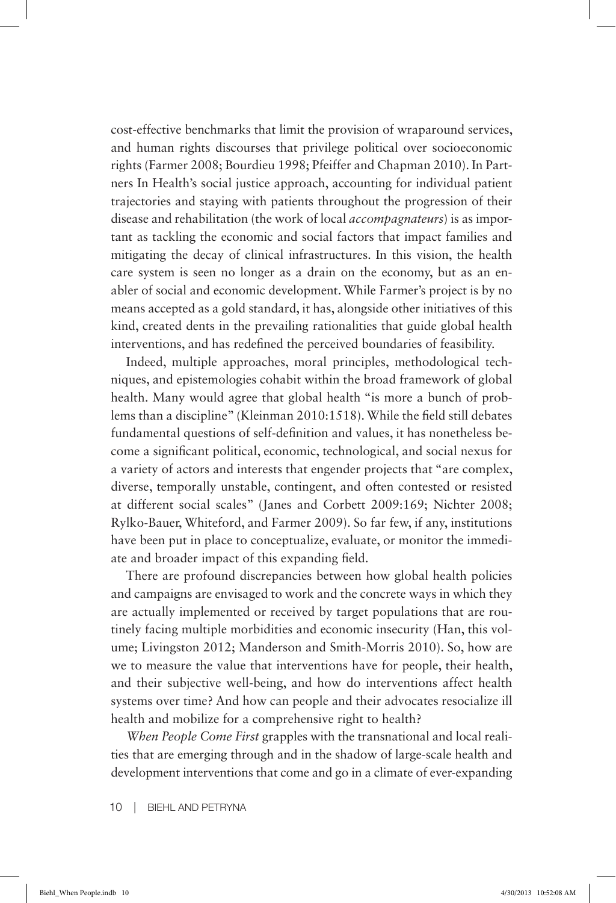cost-effective benchmarks that limit the provision of wraparound services, and human rights discourses that privilege political over socioeconomic rights (Farmer 2008; Bourdieu 1998; Pfeiffer and Chapman 2010). In Partners In Health's social justice approach, accounting for individual patient trajectories and staying with patients throughout the progression of their disease and rehabilitation (the work of local *accompagnateurs*) is as important as tackling the economic and social factors that impact families and mitigating the decay of clinical infrastructures. In this vision, the health care system is seen no longer as a drain on the economy, but as an enabler of social and economic development. While Farmer's project is by no means accepted as a gold standard, it has, alongside other initiatives of this kind, created dents in the prevailing rationalities that guide global health interventions, and has redefined the perceived boundaries of feasibility.

Indeed, multiple approaches, moral principles, methodological techniques, and epistemologies cohabit within the broad framework of global health. Many would agree that global health "is more a bunch of problems than a discipline" (Kleinman 2010:1518). While the field still debates fundamental questions of self-definition and values, it has nonetheless become a significant political, economic, technological, and social nexus for a variety of actors and interests that engender projects that "are complex, diverse, temporally unstable, contingent, and often contested or resisted at different social scales" (Janes and Corbett 2009:169; Nichter 2008; Rylko-Bauer, Whiteford, and Farmer 2009). So far few, if any, institutions have been put in place to conceptualize, evaluate, or monitor the immediate and broader impact of this expanding field.

There are profound discrepancies between how global health policies and campaigns are envisaged to work and the concrete ways in which they are actually implemented or received by target populations that are routinely facing multiple morbidities and economic insecurity (Han, this volume; Livingston 2012; Manderson and Smith-Morris 2010). So, how are we to measure the value that interventions have for people, their health, and their subjective well-being, and how do interventions affect health systems over time? And how can people and their advocates resocialize ill health and mobilize for a comprehensive right to health?

*When People Come First* grapples with the transnational and local realities that are emerging through and in the shadow of large-scale health and development interventions that come and go in a climate of ever-expanding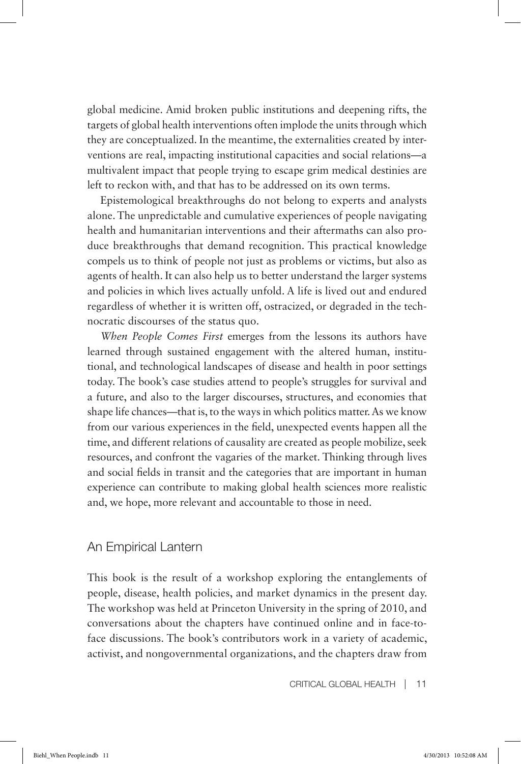global medicine. Amid broken public institutions and deepening rifts, the targets of global health interventions often implode the units through which they are conceptualized. In the meantime, the externalities created by interventions are real, impacting institutional capacities and social relations—a multivalent impact that people trying to escape grim medical destinies are left to reckon with, and that has to be addressed on its own terms.

Epistemological breakthroughs do not belong to experts and analysts alone. The unpredictable and cumulative experiences of people navigating health and humanitarian interventions and their aftermaths can also produce breakthroughs that demand recognition. This practical knowledge compels us to think of people not just as problems or victims, but also as agents of health. It can also help us to better understand the larger systems and policies in which lives actually unfold. A life is lived out and endured regardless of whether it is written off, ostracized, or degraded in the technocratic discourses of the status quo.

*When People Comes First* emerges from the lessons its authors have learned through sustained engagement with the altered human, institutional, and technological landscapes of disease and health in poor settings today. The book's case studies attend to people's struggles for survival and a future, and also to the larger discourses, structures, and economies that shape life chances—that is, to the ways in which politics matter. As we know from our various experiences in the field, unexpected events happen all the time, and different relations of causality are created as people mobilize, seek resources, and confront the vagaries of the market. Thinking through lives and social fields in transit and the categories that are important in human experience can contribute to making global health sciences more realistic and, we hope, more relevant and accountable to those in need.

## An Empirical Lantern

This book is the result of a workshop exploring the entanglements of people, disease, health policies, and market dynamics in the present day. The workshop was held at Princeton University in the spring of 2010, and conversations about the chapters have continued online and in face-to-face discussions. The book's contributors work in a variety of academic, activist, and nongovernmental organizations, and the chapters draw from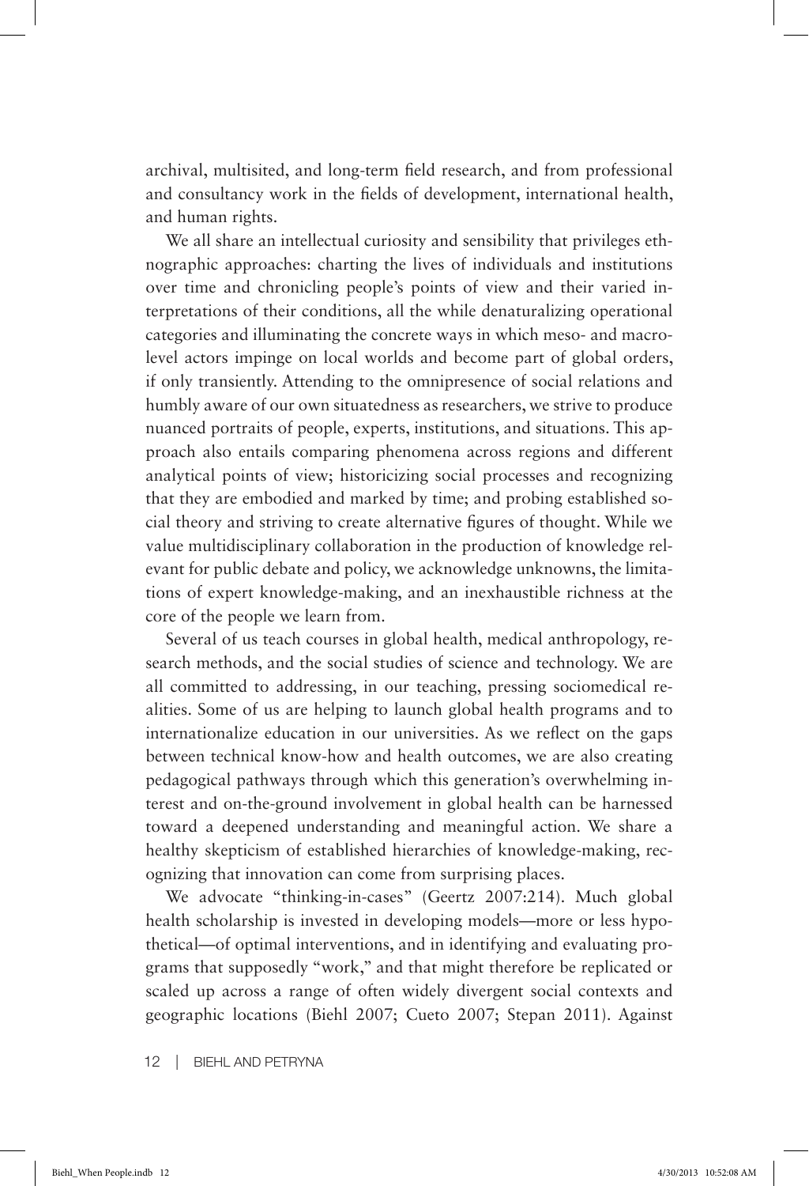archival, multisited, and long-term field research, and from professional and consultancy work in the fields of development, international health, and human rights.

We all share an intellectual curiosity and sensibility that privileges ethnographic approaches: charting the lives of individuals and institutions over time and chronicling people's points of view and their varied interpretations of their conditions, all the while denaturalizing operational categories and illuminating the concrete ways in which meso- and macrolevel actors impinge on local worlds and become part of global orders, if only transiently. Attending to the omnipresence of social relations and humbly aware of our own situatedness as researchers, we strive to produce nuanced portraits of people, experts, institutions, and situations. This approach also entails comparing phenomena across regions and different analytical points of view; historicizing social processes and recognizing that they are embodied and marked by time; and probing established social theory and striving to create alternative figures of thought. While we value multidisciplinary collaboration in the production of knowledge relevant for public debate and policy, we acknowledge unknowns, the limitations of expert knowledge-making, and an inexhaustible richness at the core of the people we learn from.

Several of us teach courses in global health, medical anthropology, research methods, and the social studies of science and technology. We are all committed to addressing, in our teaching, pressing sociomedical realities. Some of us are helping to launch global health programs and to internationalize education in our universities. As we reflect on the gaps between technical know-how and health outcomes, we are also creating pedagogical pathways through which this generation's overwhelming interest and on-the-ground involvement in global health can be harnessed toward a deepened understanding and meaningful action. We share a healthy skepticism of established hierarchies of knowledge-making, recognizing that innovation can come from surprising places.

We advocate "thinking-in-cases" (Geertz 2007:214). Much global health scholarship is invested in developing models—more or less hypothetical—of optimal interventions, and in identifying and evaluating programs that supposedly "work," and that might therefore be replicated or scaled up across a range of often widely divergent social contexts and geographic locations (Biehl 2007; Cueto 2007; Stepan 2011). Against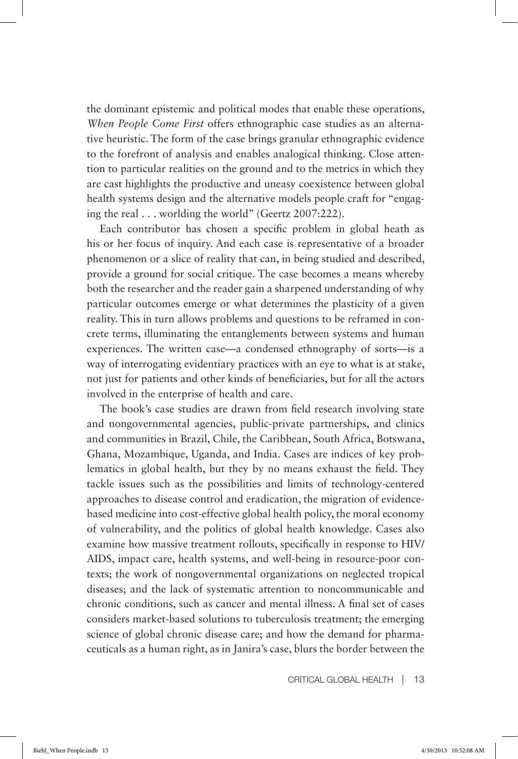the dominant epistemic and political modes that enable these operations, *When People Come First* offers ethnographic case studies as an alternative heuristic. The form of the case brings granular ethnographic evidence to the forefront of analysis and enables analogical thinking. Close attention to particular realities on the ground and to the metrics in which they are cast highlights the productive and uneasy coexistence between global health systems design and the alternative models people craft for "engaging the real . . . worlding the world" (Geertz 2007:222).

Each contributor has chosen a specific problem in global heath as his or her focus of inquiry. And each case is representative of a broader phenomenon or a slice of reality that can, in being studied and described, provide a ground for social critique. The case becomes a means whereby both the researcher and the reader gain a sharpened understanding of why particular outcomes emerge or what determines the plasticity of a given reality. This in turn allows problems and questions to be reframed in concrete terms, illuminating the entanglements between systems and human experiences. The written case—a condensed ethnography of sorts—is a way of interrogating evidentiary practices with an eye to what is at stake, not just for patients and other kinds of beneficiaries, but for all the actors involved in the enterprise of health and care.

The book's case studies are drawn from field research involving state and nongovernmental agencies, public-private partnerships, and clinics and communities in Brazil, Chile, the Caribbean, South Africa, Botswana, Ghana, Mozambique, Uganda, and India. Cases are indices of key problematics in global health, but they by no means exhaust the field. They tackle issues such as the possibilities and limits of technology-centered approaches to disease control and eradication, the migration of evidence-based medicine into cost-effective global health policy, the moral economy of vulnerability, and the politics of global health knowledge. Cases also examine how massive treatment rollouts, specifically in response to HIV/AIDS, impact care, health systems, and well-being in resource-poor contexts; the work of nongovernmental organizations on neglected tropical diseases; and the lack of systematic attention to noncommunicable and chronic conditions, such as cancer and mental illness. A final set of cases considers market-based solutions to tuberculosis treatment; the emerging science of global chronic disease care; and how the demand for pharmaceuticals as a human right, as in Janira's case, blurs the border between the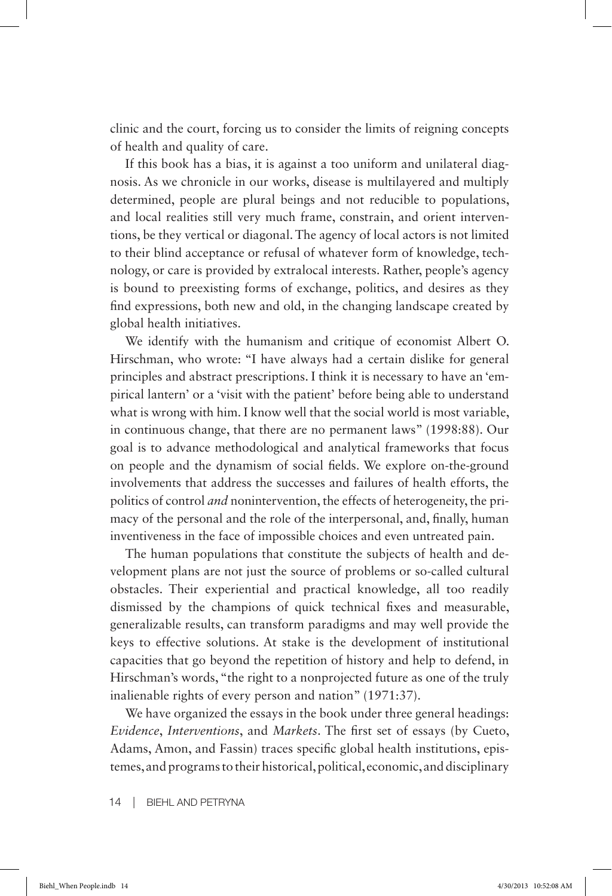clinic and the court, forcing us to consider the limits of reigning concepts of health and quality of care.

If this book has a bias, it is against a too uniform and unilateral diagnosis. As we chronicle in our works, disease is multilayered and multiply determined, people are plural beings and not reducible to populations, and local realities still very much frame, constrain, and orient interventions, be they vertical or diagonal. The agency of local actors is not limited to their blind acceptance or refusal of whatever form of knowledge, technology, or care is provided by extralocal interests. Rather, people's agency is bound to preexisting forms of exchange, politics, and desires as they find expressions, both new and old, in the changing landscape created by global health initiatives.

We identify with the humanism and critique of economist Albert O. Hirschman, who wrote: "I have always had a certain dislike for general principles and abstract prescriptions. I think it is necessary to have an 'empirical lantern' or a 'visit with the patient' before being able to understand what is wrong with him. I know well that the social world is most variable, in continuous change, that there are no permanent laws" (1998:88). Our goal is to advance methodological and analytical frameworks that focus on people and the dynamism of social fields. We explore on-the-ground involvements that address the successes and failures of health efforts, the politics of control *and* nonintervention, the effects of heterogeneity, the primacy of the personal and the role of the interpersonal, and, finally, human inventiveness in the face of impossible choices and even untreated pain.

The human populations that constitute the subjects of health and development plans are not just the source of problems or so-called cultural obstacles. Their experiential and practical knowledge, all too readily dismissed by the champions of quick technical fixes and measurable, generalizable results, can transform paradigms and may well provide the keys to effective solutions. At stake is the development of institutional capacities that go beyond the repetition of history and help to defend, in Hirschman's words, "the right to a nonprojected future as one of the truly inalienable rights of every person and nation" (1971:37).

We have organized the essays in the book under three general headings: *Evidence*, *Interventions*, and *Markets*. The first set of essays (by Cueto, Adams, Amon, and Fassin) traces specific global health institutions, epistemes, and programs to their historical, political, economic, and disciplinary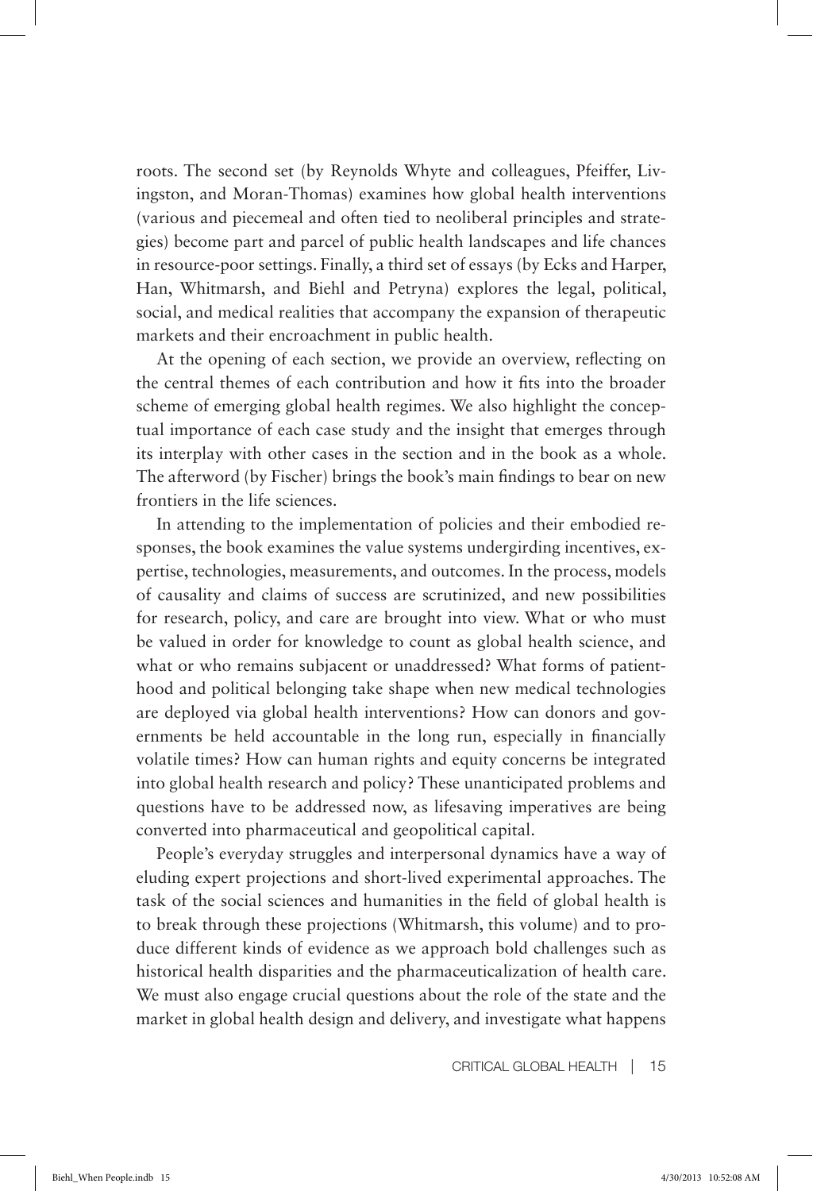roots. The second set (by Reynolds Whyte and colleagues, Pfeiffer, Livingston, and Moran-Thomas) examines how global health interventions (various and piecemeal and often tied to neoliberal principles and strategies) become part and parcel of public health landscapes and life chances in resource-poor settings. Finally, a third set of essays (by Ecks and Harper, Han, Whitmarsh, and Biehl and Petryna) explores the legal, political, social, and medical realities that accompany the expansion of therapeutic markets and their encroachment in public health.

At the opening of each section, we provide an overview, reflecting on the central themes of each contribution and how it fits into the broader scheme of emerging global health regimes. We also highlight the conceptual importance of each case study and the insight that emerges through its interplay with other cases in the section and in the book as a whole. The afterword (by Fischer) brings the book's main findings to bear on new frontiers in the life sciences.

In attending to the implementation of policies and their embodied responses, the book examines the value systems undergirding incentives, expertise, technologies, measurements, and outcomes. In the process, models of causality and claims of success are scrutinized, and new possibilities for research, policy, and care are brought into view. What or who must be valued in order for knowledge to count as global health science, and what or who remains subjacent or unaddressed? What forms of patienthood and political belonging take shape when new medical technologies are deployed via global health interventions? How can donors and governments be held accountable in the long run, especially in financially volatile times? How can human rights and equity concerns be integrated into global health research and policy? These unanticipated problems and questions have to be addressed now, as lifesaving imperatives are being converted into pharmaceutical and geopolitical capital.

People's everyday struggles and interpersonal dynamics have a way of eluding expert projections and short-lived experimental approaches. The task of the social sciences and humanities in the field of global health is to break through these projections (Whitmarsh, this volume) and to produce different kinds of evidence as we approach bold challenges such as historical health disparities and the pharmaceuticalization of health care. We must also engage crucial questions about the role of the state and the market in global health design and delivery, and investigate what happens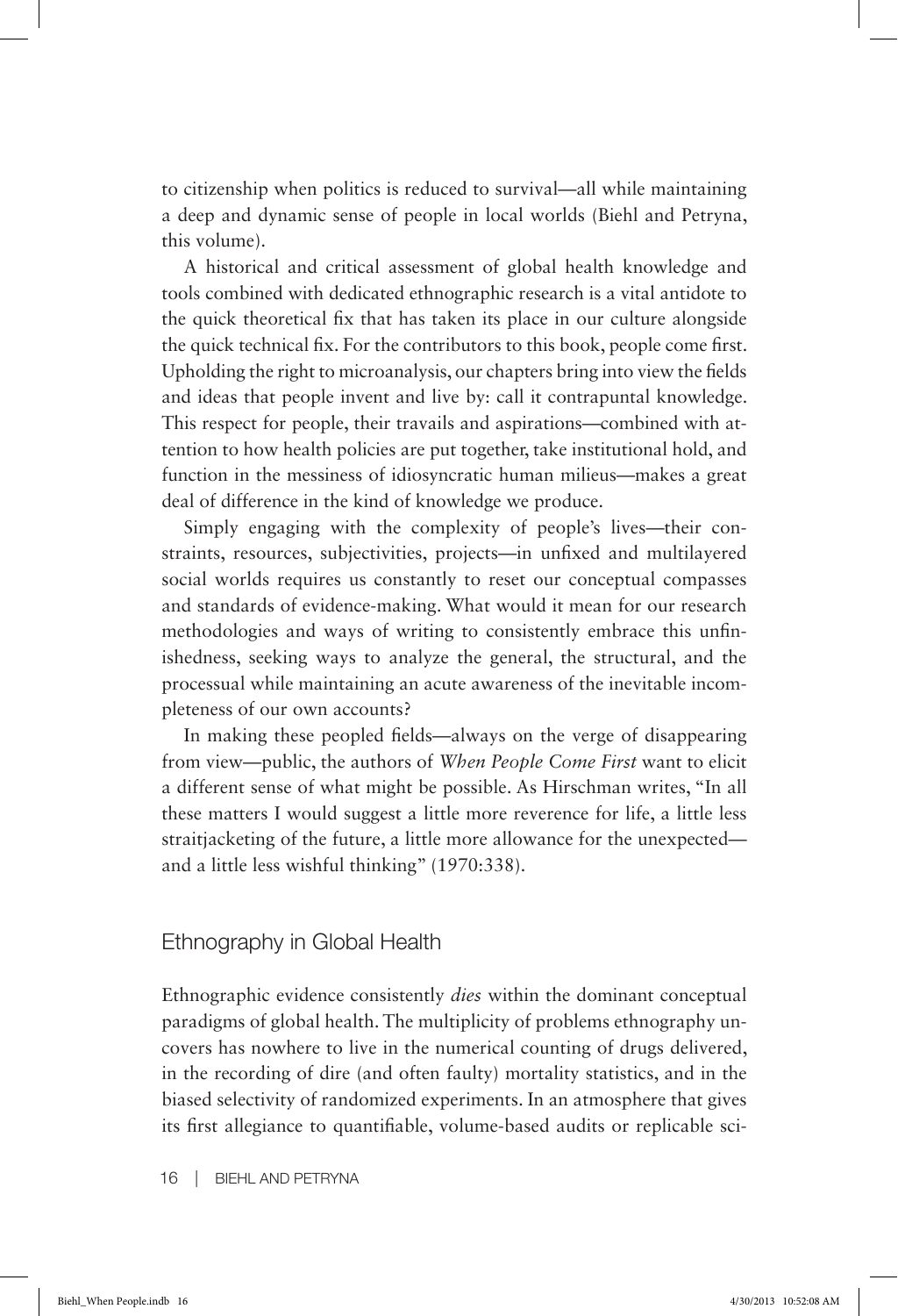to citizenship when politics is reduced to survival—all while maintaining a deep and dynamic sense of people in local worlds (Biehl and Petryna, this volume).

A historical and critical assessment of global health knowledge and tools combined with dedicated ethnographic research is a vital antidote to the quick theoretical fix that has taken its place in our culture alongside the quick technical fix. For the contributors to this book, people come first. Upholding the right to microanalysis, our chapters bring into view the fields and ideas that people invent and live by: call it contrapuntal knowledge. This respect for people, their travails and aspirations—combined with attention to how health policies are put together, take institutional hold, and function in the messiness of idiosyncratic human milieus—makes a great deal of difference in the kind of knowledge we produce.

Simply engaging with the complexity of people's lives—their constraints, resources, subjectivities, projects—in unfixed and multilayered social worlds requires us constantly to reset our conceptual compasses and standards of evidence-making. What would it mean for our research methodologies and ways of writing to consistently embrace this unfinishedness, seeking ways to analyze the general, the structural, and the processual while maintaining an acute awareness of the inevitable incompleteness of our own accounts?

In making these peopled fields—always on the verge of disappearing from view—public, the authors of *When People Come First* want to elicit a different sense of what might be possible. As Hirschman writes, "In all these matters I would suggest a little more reverence for life, a little less straitjacketing of the future, a little more allowance for the unexpected—and a little less wishful thinking" (1970:338).

## Ethnography in Global Health

Ethnographic evidence consistently *dies* within the dominant conceptual paradigms of global health. The multiplicity of problems ethnography uncovers has nowhere to live in the numerical counting of drugs delivered, in the recording of dire (and often faulty) mortality statistics, and in the biased selectivity of randomized experiments. In an atmosphere that gives its first allegiance to quantifiable, volume-based audits or replicable sci-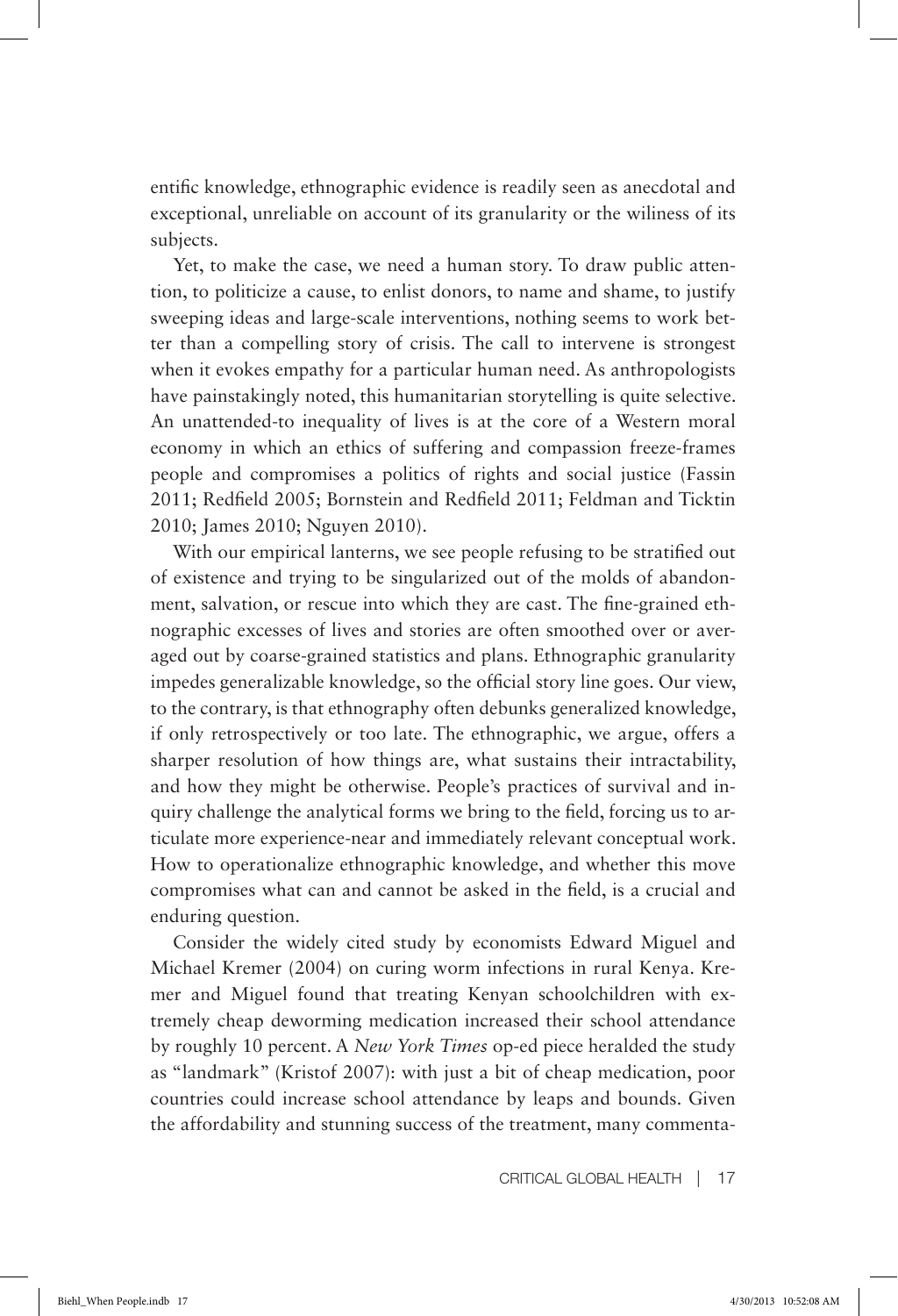entific knowledge, ethnographic evidence is readily seen as anecdotal and exceptional, unreliable on account of its granularity or the wiliness of its subjects.

Yet, to make the case, we need a human story. To draw public attention, to politicize a cause, to enlist donors, to name and shame, to justify sweeping ideas and large-scale interventions, nothing seems to work better than a compelling story of crisis. The call to intervene is strongest when it evokes empathy for a particular human need. As anthropologists have painstakingly noted, this humanitarian storytelling is quite selective. An unattended-to inequality of lives is at the core of a Western moral economy in which an ethics of suffering and compassion freeze-frames people and compromises a politics of rights and social justice (Fassin 2011; Redfield 2005; Bornstein and Redfield 2011; Feldman and Ticktin 2010; James 2010; Nguyen 2010).

With our empirical lanterns, we see people refusing to be stratified out of existence and trying to be singularized out of the molds of abandonment, salvation, or rescue into which they are cast. The fine-grained ethnographic excesses of lives and stories are often smoothed over or averaged out by coarse-grained statistics and plans. Ethnographic granularity impedes generalizable knowledge, so the official story line goes. Our view, to the contrary, is that ethnography often debunks generalized knowledge, if only retrospectively or too late. The ethnographic, we argue, offers a sharper resolution of how things are, what sustains their intractability, and how they might be otherwise. People's practices of survival and inquiry challenge the analytical forms we bring to the field, forcing us to articulate more experience-near and immediately relevant conceptual work. How to operationalize ethnographic knowledge, and whether this move compromises what can and cannot be asked in the field, is a crucial and enduring question.

Consider the widely cited study by economists Edward Miguel and Michael Kremer (2004) on curing worm infections in rural Kenya. Kremer and Miguel found that treating Kenyan schoolchildren with extremely cheap deworming medication increased their school attendance by roughly 10 percent. A *New York Times* op-ed piece heralded the study as "landmark" (Kristof 2007): with just a bit of cheap medication, poor countries could increase school attendance by leaps and bounds. Given the affordability and stunning success of the treatment, many commenta-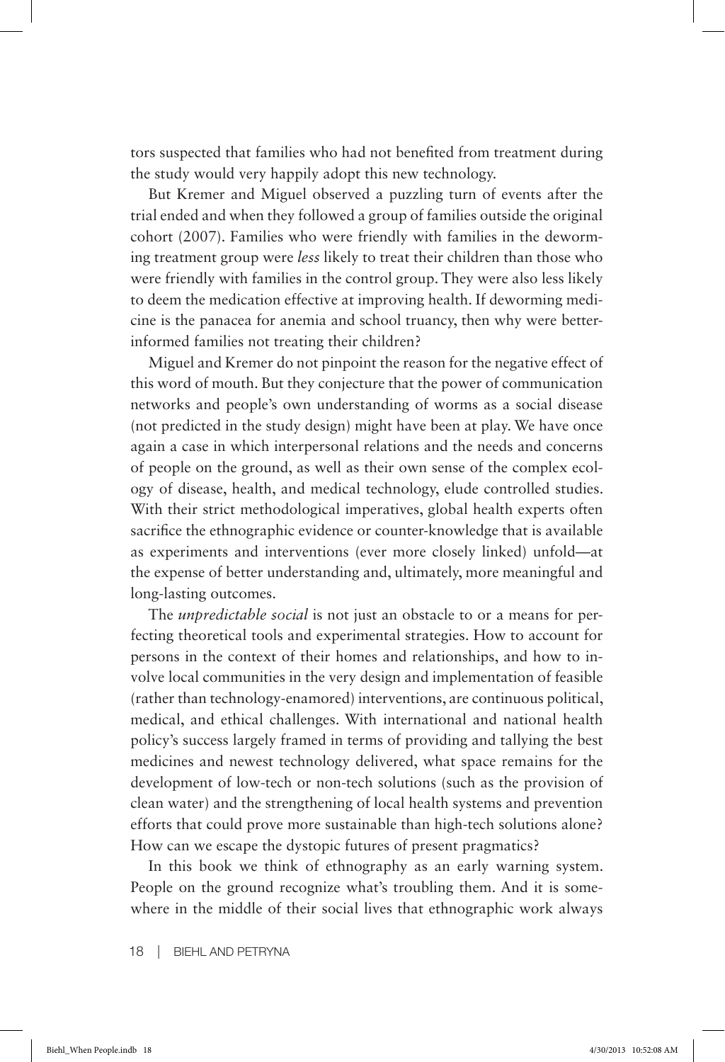tors suspected that families who had not benefited from treatment during the study would very happily adopt this new technology.

But Kremer and Miguel observed a puzzling turn of events after the trial ended and when they followed a group of families outside the original cohort (2007). Families who were friendly with families in the deworming treatment group were *less* likely to treat their children than those who were friendly with families in the control group. They were also less likely to deem the medication effective at improving health. If deworming medicine is the panacea for anemia and school truancy, then why were better-informed families not treating their children?

Miguel and Kremer do not pinpoint the reason for the negative effect of this word of mouth. But they conjecture that the power of communication networks and people's own understanding of worms as a social disease (not predicted in the study design) might have been at play. We have once again a case in which interpersonal relations and the needs and concerns of people on the ground, as well as their own sense of the complex ecology of disease, health, and medical technology, elude controlled studies. With their strict methodological imperatives, global health experts often sacrifice the ethnographic evidence or counter-knowledge that is available as experiments and interventions (ever more closely linked) unfold—at the expense of better understanding and, ultimately, more meaningful and long-lasting outcomes.

The *unpredictable social* is not just an obstacle to or a means for perfecting theoretical tools and experimental strategies. How to account for persons in the context of their homes and relationships, and how to involve local communities in the very design and implementation of feasible (rather than technology-enamored) interventions, are continuous political, medical, and ethical challenges. With international and national health policy's success largely framed in terms of providing and tallying the best medicines and newest technology delivered, what space remains for the development of low-tech or non-tech solutions (such as the provision of clean water) and the strengthening of local health systems and prevention efforts that could prove more sustainable than high-tech solutions alone? How can we escape the dystopic futures of present pragmatics?

In this book we think of ethnography as an early warning system. People on the ground recognize what's troubling them. And it is somewhere in the middle of their social lives that ethnographic work always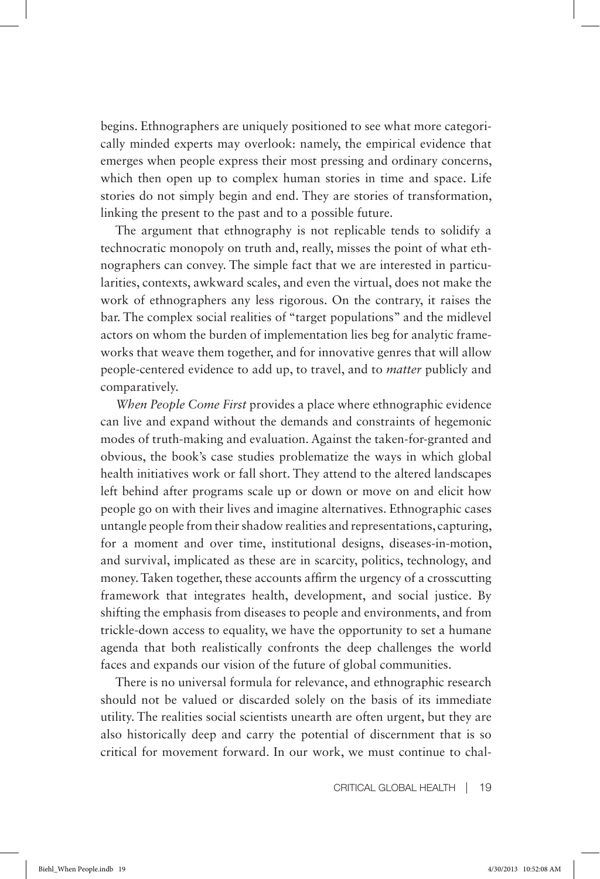begins. Ethnographers are uniquely positioned to see what more categorically minded experts may overlook: namely, the empirical evidence that emerges when people express their most pressing and ordinary concerns, which then open up to complex human stories in time and space. Life stories do not simply begin and end. They are stories of transformation, linking the present to the past and to a possible future.

The argument that ethnography is not replicable tends to solidify a technocratic monopoly on truth and, really, misses the point of what ethnographers can convey. The simple fact that we are interested in particularities, contexts, awkward scales, and even the virtual, does not make the work of ethnographers any less rigorous. On the contrary, it raises the bar. The complex social realities of "target populations" and the midlevel actors on whom the burden of implementation lies beg for analytic frameworks that weave them together, and for innovative genres that will allow people-centered evidence to add up, to travel, and to *matter* publicly and comparatively.

*When People Come First* provides a place where ethnographic evidence can live and expand without the demands and constraints of hegemonic modes of truth-making and evaluation. Against the taken-for-granted and obvious, the book's case studies problematize the ways in which global health initiatives work or fall short. They attend to the altered landscapes left behind after programs scale up or down or move on and elicit how people go on with their lives and imagine alternatives. Ethnographic cases untangle people from their shadow realities and representations, capturing, for a moment and over time, institutional designs, diseases-in-motion, and survival, implicated as these are in scarcity, politics, technology, and money. Taken together, these accounts affirm the urgency of a crosscutting framework that integrates health, development, and social justice. By shifting the emphasis from diseases to people and environments, and from trickle-down access to equality, we have the opportunity to set a humane agenda that both realistically confronts the deep challenges the world faces and expands our vision of the future of global communities.

There is no universal formula for relevance, and ethnographic research should not be valued or discarded solely on the basis of its immediate utility. The realities social scientists unearth are often urgent, but they are also historically deep and carry the potential of discernment that is so critical for movement forward. In our work, we must continue to chal-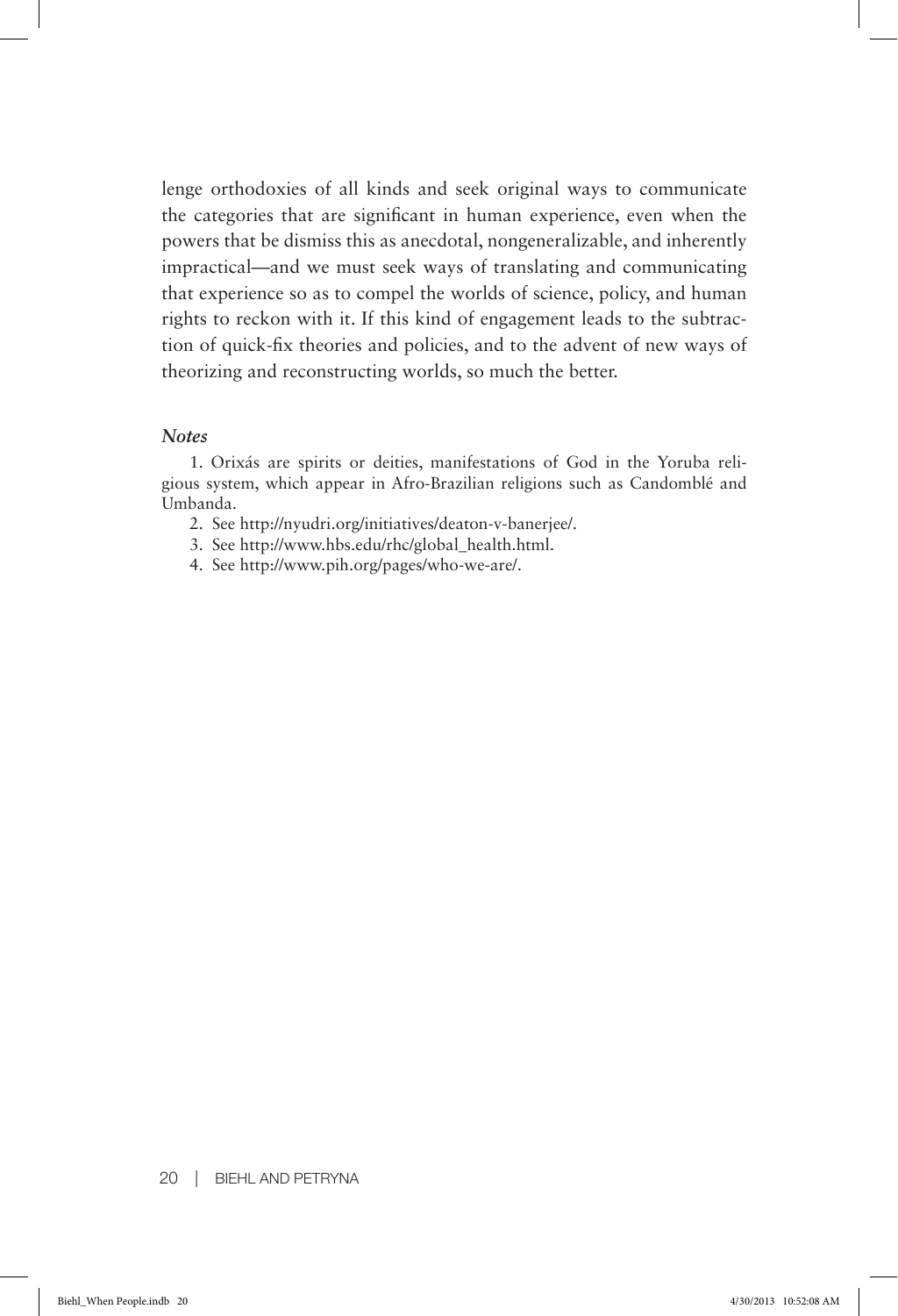lenge orthodoxies of all kinds and seek original ways to communicate the categories that are significant in human experience, even when the powers that be dismiss this as anecdotal, nongeneralizable, and inherently impractical—and we must seek ways of translating and communicating that experience so as to compel the worlds of science, policy, and human rights to reckon with it. If this kind of engagement leads to the subtraction of quick-fix theories and policies, and to the advent of new ways of theorizing and reconstructing worlds, so much the better.

***Notes***

1. Orixás are spirits or deities, manifestations of God in the Yoruba religious system, which appear in Afro-Brazilian religions such as Candomblé and Umbanda.
2. See http://nyudri.org/initiatives/deaton-v-banerjee/.
3. See http://www.hbs.edu/rhc/global_health.html.
4. See http://www.pih.org/pages/who-we-are/.